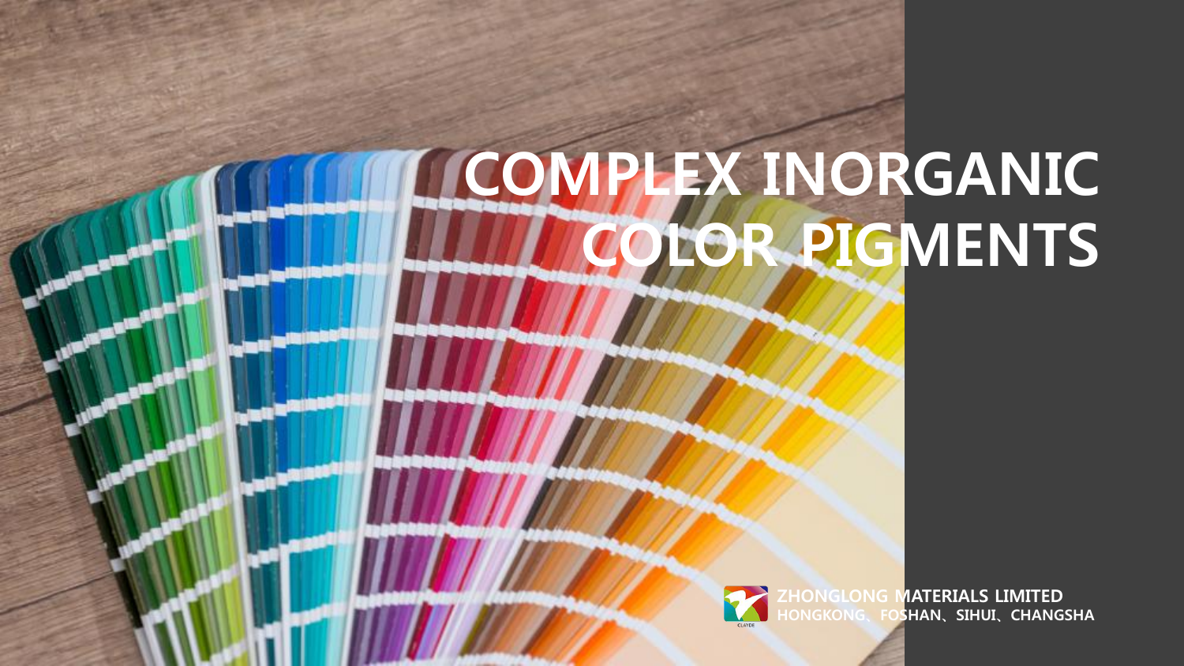# COMPLEX INORGANIC COLOR PIGMENTS

**ZHONGLONG MATERIALS LIMITED**
**HONGKONG、FOSHAN、SIHUI、CHANGSHA**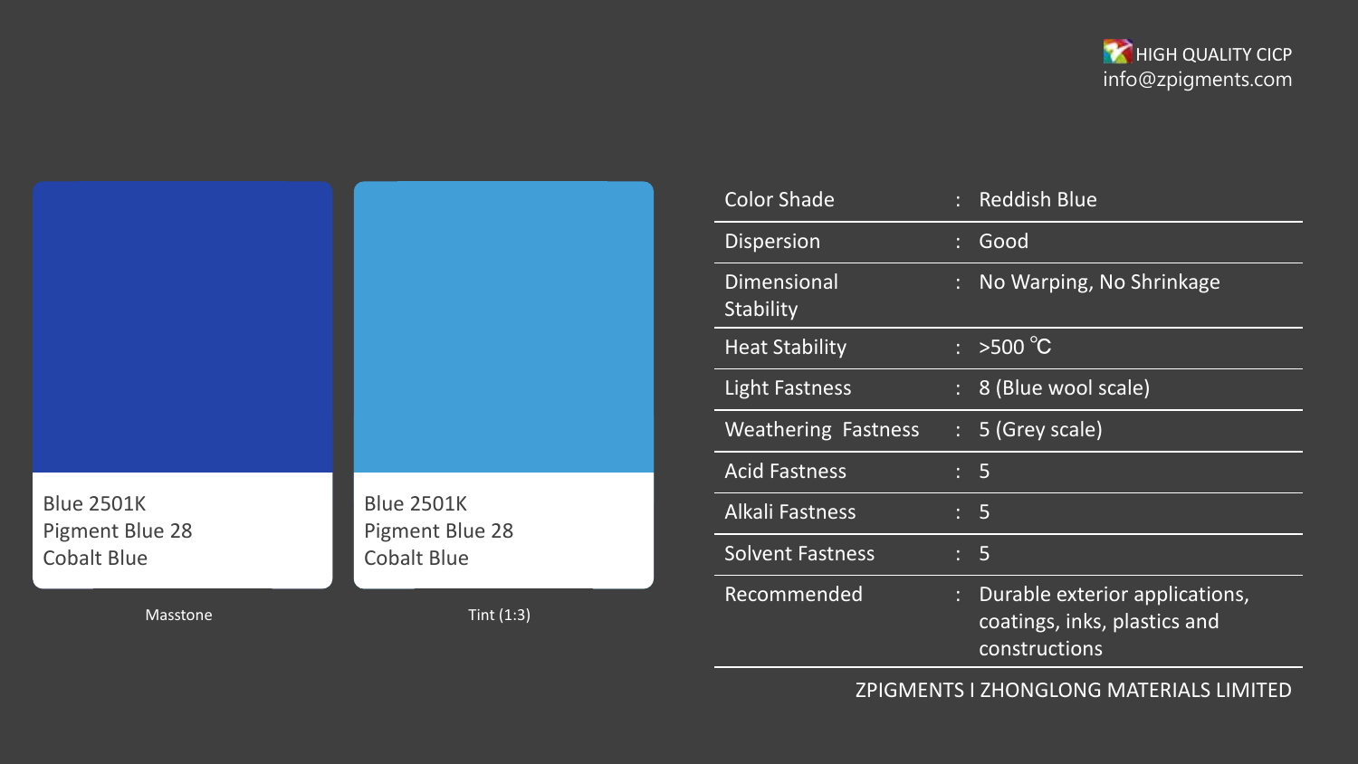HIGH QUALITY CICP
info@zpigments.com

Blue 2501K
Pigment Blue 28
Cobalt Blue

Masstone

Blue 2501K
Pigment Blue 28
Cobalt Blue

Tint (1:3)

| Property | | Value |
|---|---|---|
| Color Shade | : | Reddish Blue |
| Dispersion | : | Good |
| Dimensional Stability | : | No Warping, No Shrinkage |
| Heat Stability | : | >500 ℃ |
| Light Fastness | : | 8 (Blue wool scale) |
| Weathering Fastness | : | 5 (Grey scale) |
| Acid Fastness | : | 5 |
| Alkali Fastness | : | 5 |
| Solvent Fastness | : | 5 |
| Recommended | : | Durable exterior applications, coatings, inks, plastics and constructions |

ZPIGMENTS I ZHONGLONG MATERIALS LIMITED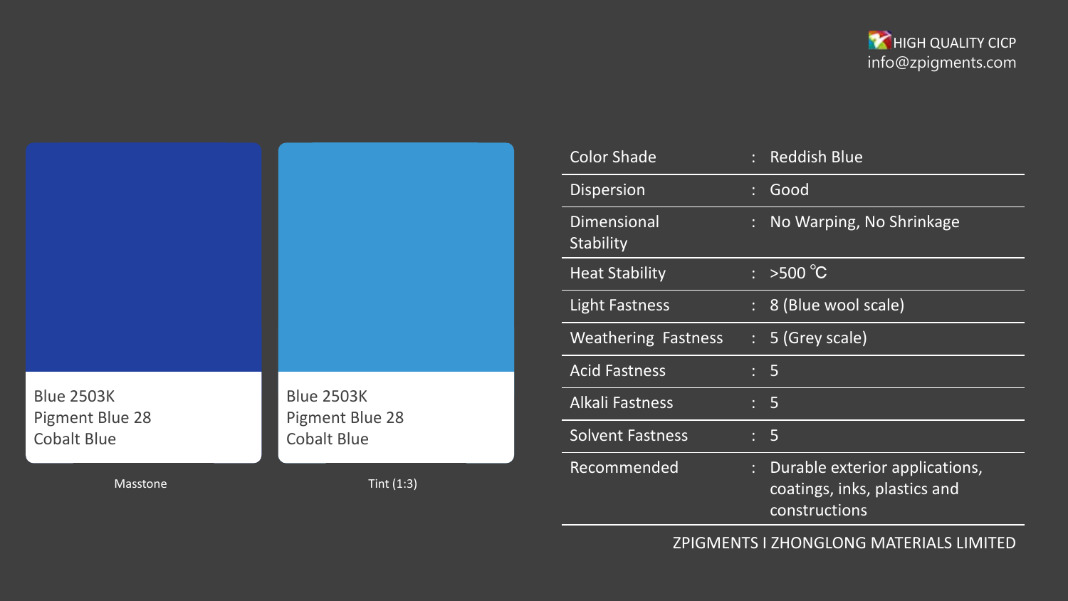HIGH QUALITY CICP
info@zpigments.com

Blue 2503K
Pigment Blue 28
Cobalt Blue

Masstone

Blue 2503K
Pigment Blue 28
Cobalt Blue

Tint (1:3)

| Property | | Value |
|---|---|---|
| Color Shade | : | Reddish Blue |
| Dispersion | : | Good |
| Dimensional Stability | : | No Warping, No Shrinkage |
| Heat Stability | : | >500 ℃ |
| Light Fastness | : | 8 (Blue wool scale) |
| Weathering Fastness | : | 5 (Grey scale) |
| Acid Fastness | : | 5 |
| Alkali Fastness | : | 5 |
| Solvent Fastness | : | 5 |
| Recommended | : | Durable exterior applications, coatings, inks, plastics and constructions |

ZPIGMENTS I ZHONGLONG MATERIALS LIMITED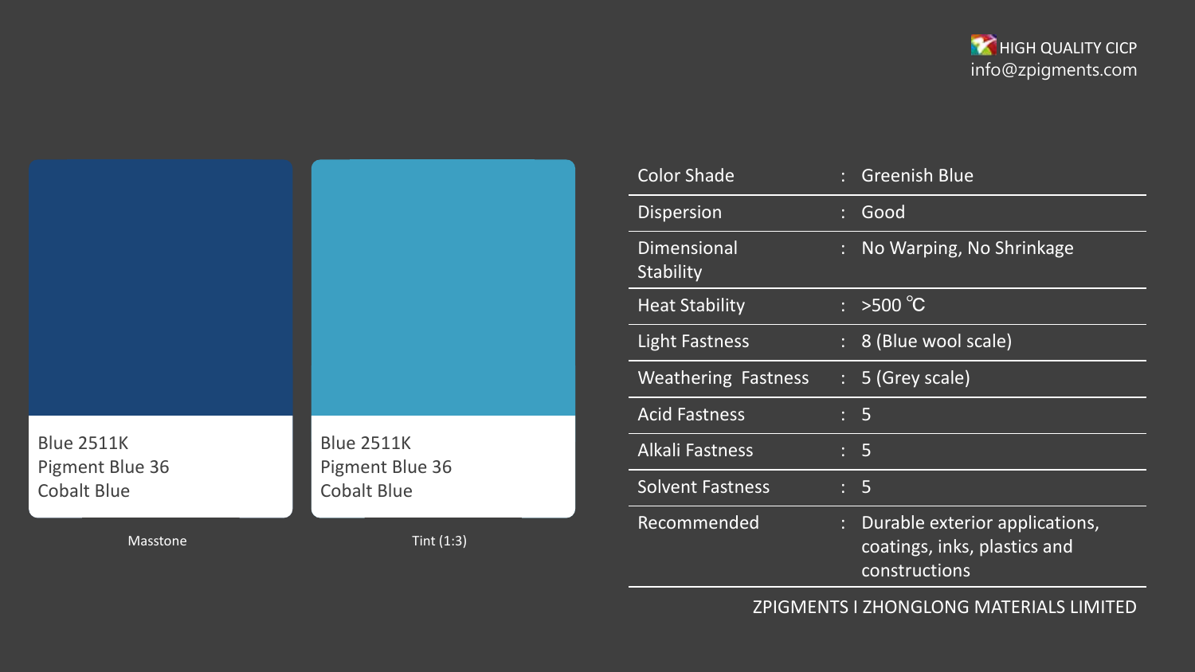HIGH QUALITY CICP
info@zpigments.com

Blue 2511K
Pigment Blue 36
Cobalt Blue

Masstone

Blue 2511K
Pigment Blue 36
Cobalt Blue

Tint (1:3)

| Property | | Value |
|---|---|---|
| Color Shade | : | Greenish Blue |
| Dispersion | : | Good |
| Dimensional Stability | : | No Warping, No Shrinkage |
| Heat Stability | : | >500 ℃ |
| Light Fastness | : | 8 (Blue wool scale) |
| Weathering Fastness | : | 5 (Grey scale) |
| Acid Fastness | : | 5 |
| Alkali Fastness | : | 5 |
| Solvent Fastness | : | 5 |
| Recommended | : | Durable exterior applications, coatings, inks, plastics and constructions |

ZPIGMENTS I ZHONGLONG MATERIALS LIMITED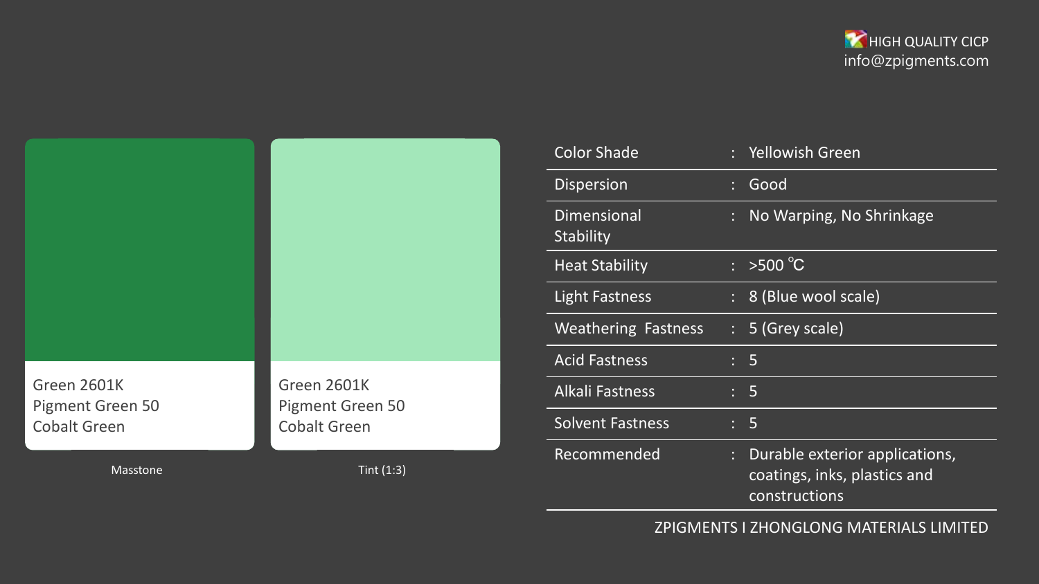HIGH QUALITY CICP
info@zpigments.com

Green 2601K
Pigment Green 50
Cobalt Green

Masstone

Green 2601K
Pigment Green 50
Cobalt Green

Tint (1:3)

| Property | Value |
| --- | --- |
| Color Shade | Yellowish Green |
| Dispersion | Good |
| Dimensional Stability | No Warping, No Shrinkage |
| Heat Stability | >500 ℃ |
| Light Fastness | 8 (Blue wool scale) |
| Weathering Fastness | 5 (Grey scale) |
| Acid Fastness | 5 |
| Alkali Fastness | 5 |
| Solvent Fastness | 5 |
| Recommended | Durable exterior applications, coatings, inks, plastics and constructions |

ZPIGMENTS I ZHONGLONG MATERIALS LIMITED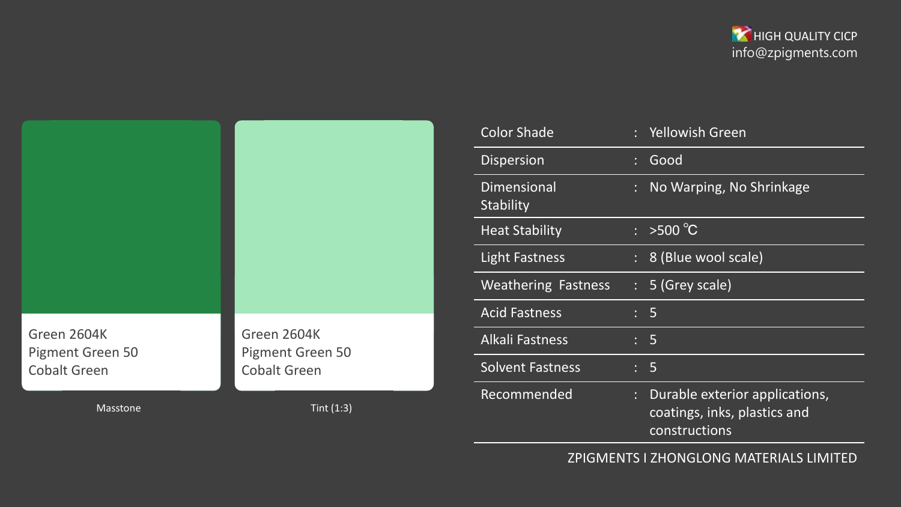HIGH QUALITY CICP
info@zpigments.com

Green 2604K
Pigment Green 50
Cobalt Green

Masstone

Green 2604K
Pigment Green 50
Cobalt Green

Tint (1:3)

| Property | | Value |
|---|---|---|
| Color Shade | : | Yellowish Green |
| Dispersion | : | Good |
| Dimensional Stability | : | No Warping, No Shrinkage |
| Heat Stability | : | >500 ℃ |
| Light Fastness | : | 8 (Blue wool scale) |
| Weathering Fastness | : | 5 (Grey scale) |
| Acid Fastness | : | 5 |
| Alkali Fastness | : | 5 |
| Solvent Fastness | : | 5 |
| Recommended | : | Durable exterior applications, coatings, inks, plastics and constructions |

ZPIGMENTS I ZHONGLONG MATERIALS LIMITED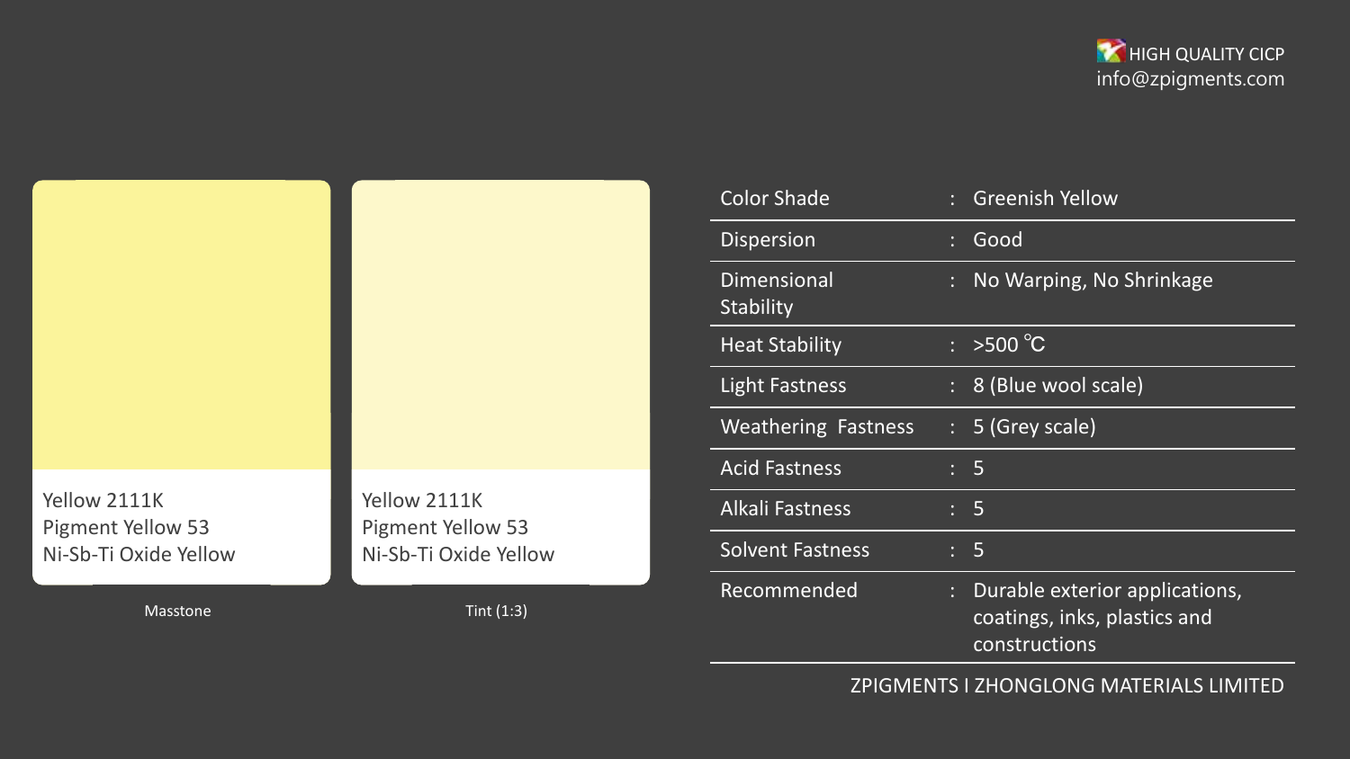HIGH QUALITY CICP
info@zpigments.com

Yellow 2111K
Pigment Yellow 53
Ni-Sb-Ti Oxide Yellow

Masstone

Yellow 2111K
Pigment Yellow 53
Ni-Sb-Ti Oxide Yellow

Tint (1:3)

| Property | | Value |
|---|---|---|
| Color Shade | : | Greenish Yellow |
| Dispersion | : | Good |
| Dimensional Stability | : | No Warping, No Shrinkage |
| Heat Stability | : | >500 ℃ |
| Light Fastness | : | 8 (Blue wool scale) |
| Weathering Fastness | : | 5 (Grey scale) |
| Acid Fastness | : | 5 |
| Alkali Fastness | : | 5 |
| Solvent Fastness | : | 5 |
| Recommended | : | Durable exterior applications, coatings, inks, plastics and constructions |

ZPIGMENTS I ZHONGLONG MATERIALS LIMITED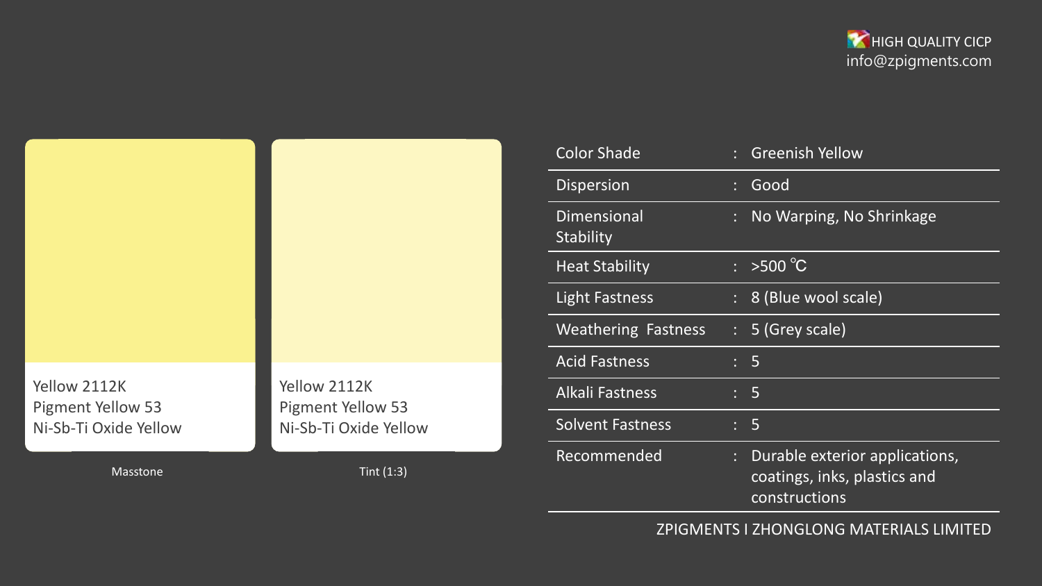HIGH QUALITY CICP
info@zpigments.com

Yellow 2112K
Pigment Yellow 53
Ni-Sb-Ti Oxide Yellow

Masstone

Yellow 2112K
Pigment Yellow 53
Ni-Sb-Ti Oxide Yellow

Tint (1:3)

| Property | | Value |
|---|---|---|
| Color Shade | : | Greenish Yellow |
| Dispersion | : | Good |
| Dimensional Stability | : | No Warping, No Shrinkage |
| Heat Stability | : | >500 ℃ |
| Light Fastness | : | 8 (Blue wool scale) |
| Weathering Fastness | : | 5 (Grey scale) |
| Acid Fastness | : | 5 |
| Alkali Fastness | : | 5 |
| Solvent Fastness | : | 5 |
| Recommended | : | Durable exterior applications, coatings, inks, plastics and constructions |

ZPIGMENTS I ZHONGLONG MATERIALS LIMITED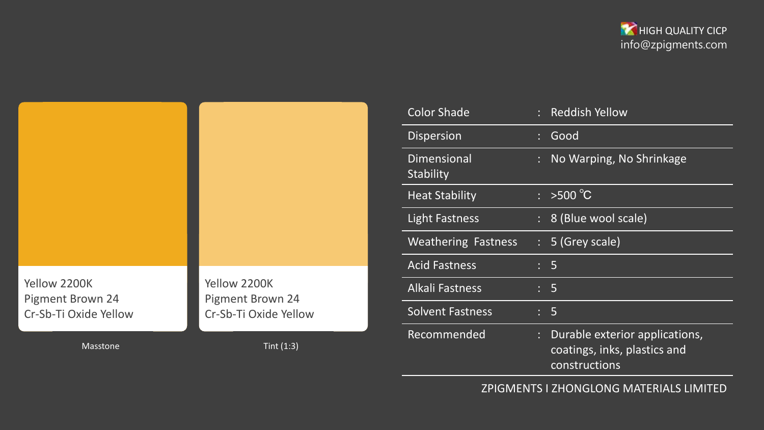HIGH QUALITY CICP
info@zpigments.com

Yellow 2200K
Pigment Brown 24
Cr-Sb-Ti Oxide Yellow

Masstone

Yellow 2200K
Pigment Brown 24
Cr-Sb-Ti Oxide Yellow

Tint (1:3)

| Property | Value |
|---|---|
| Color Shade | Reddish Yellow |
| Dispersion | Good |
| Dimensional Stability | No Warping, No Shrinkage |
| Heat Stability | >500 ℃ |
| Light Fastness | 8 (Blue wool scale) |
| Weathering Fastness | 5 (Grey scale) |
| Acid Fastness | 5 |
| Alkali Fastness | 5 |
| Solvent Fastness | 5 |
| Recommended | Durable exterior applications, coatings, inks, plastics and constructions |

ZPIGMENTS I ZHONGLONG MATERIALS LIMITED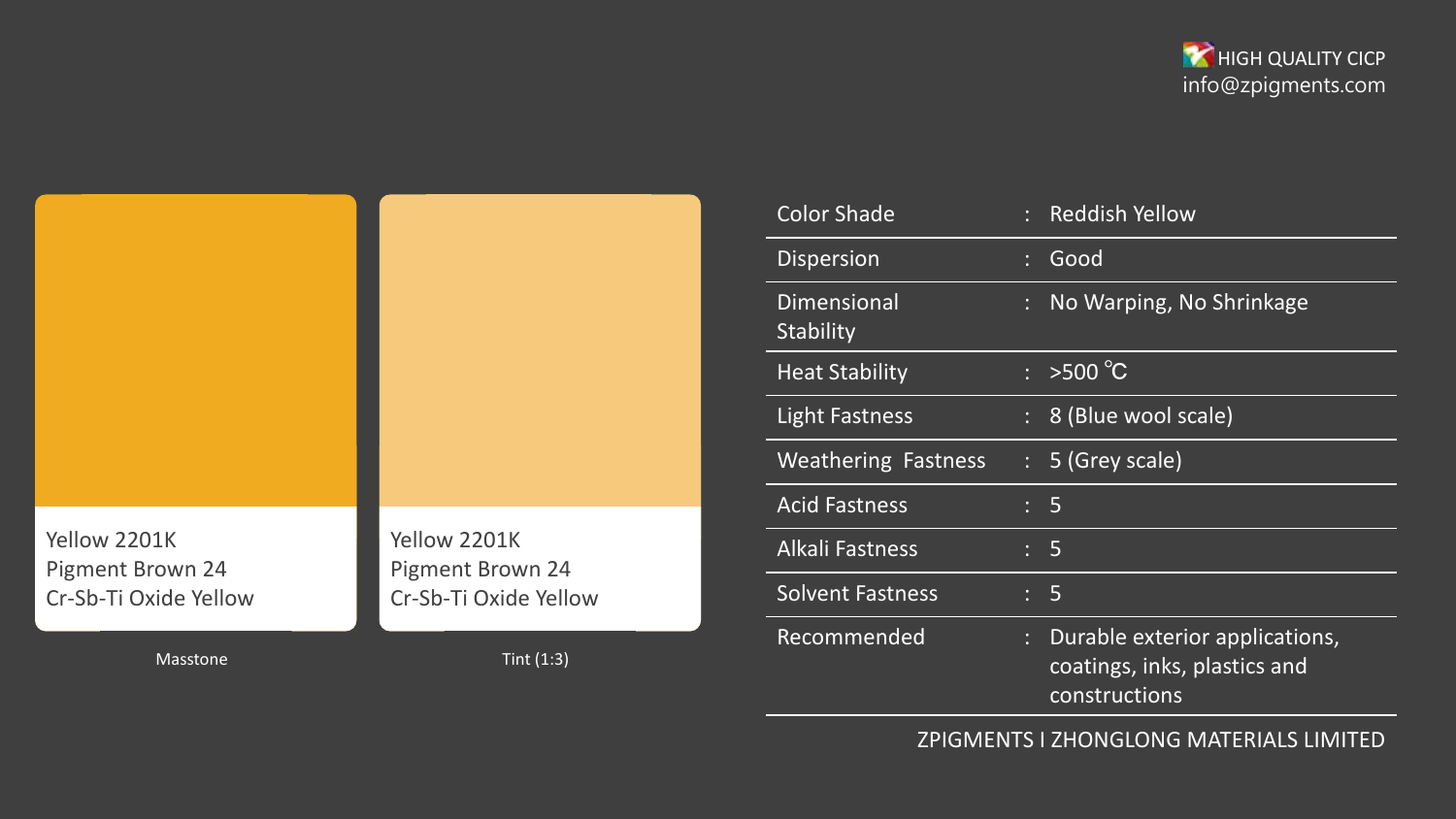HIGH QUALITY CICP
info@zpigments.com

Yellow 2201K
Pigment Brown 24
Cr-Sb-Ti Oxide Yellow

Masstone

Yellow 2201K
Pigment Brown 24
Cr-Sb-Ti Oxide Yellow

Tint (1:3)

| Property | | Value |
| --- | --- | --- |
| Color Shade | : | Reddish Yellow |
| Dispersion | : | Good |
| Dimensional Stability | : | No Warping, No Shrinkage |
| Heat Stability | : | >500 ℃ |
| Light Fastness | : | 8 (Blue wool scale) |
| Weathering Fastness | : | 5 (Grey scale) |
| Acid Fastness | : | 5 |
| Alkali Fastness | : | 5 |
| Solvent Fastness | : | 5 |
| Recommended | : | Durable exterior applications, coatings, inks, plastics and constructions |

ZPIGMENTS I ZHONGLONG MATERIALS LIMITED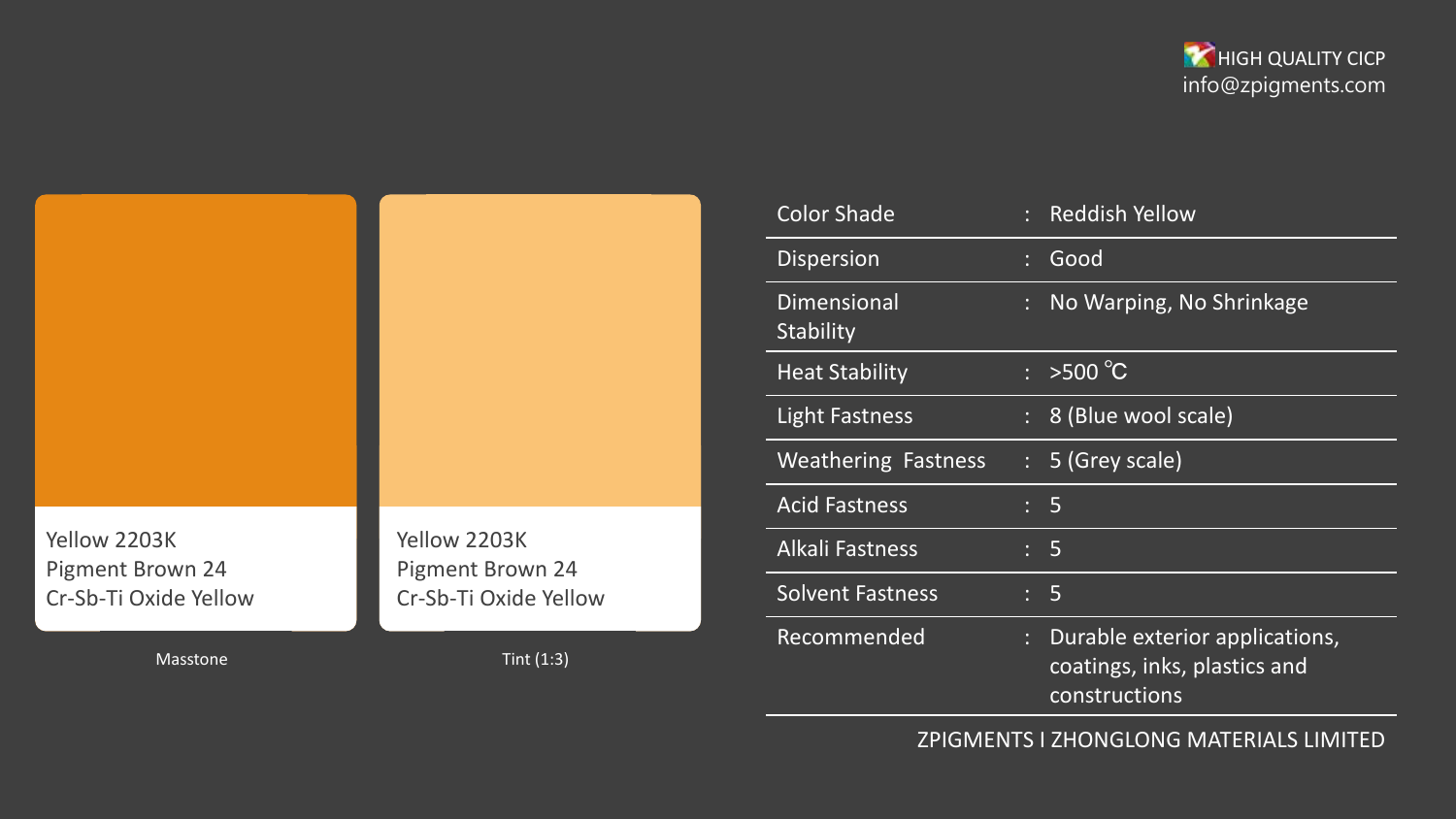HIGH QUALITY CICP
info@zpigments.com

Yellow 2203K
Pigment Brown 24
Cr-Sb-Ti Oxide Yellow

Masstone

Yellow 2203K
Pigment Brown 24
Cr-Sb-Ti Oxide Yellow

Tint (1:3)

| Property | | Value |
|---|---|---|
| Color Shade | : | Reddish Yellow |
| Dispersion | : | Good |
| Dimensional Stability | : | No Warping, No Shrinkage |
| Heat Stability | : | >500 ℃ |
| Light Fastness | : | 8 (Blue wool scale) |
| Weathering Fastness | : | 5 (Grey scale) |
| Acid Fastness | : | 5 |
| Alkali Fastness | : | 5 |
| Solvent Fastness | : | 5 |
| Recommended | : | Durable exterior applications, coatings, inks, plastics and constructions |

ZPIGMENTS I ZHONGLONG MATERIALS LIMITED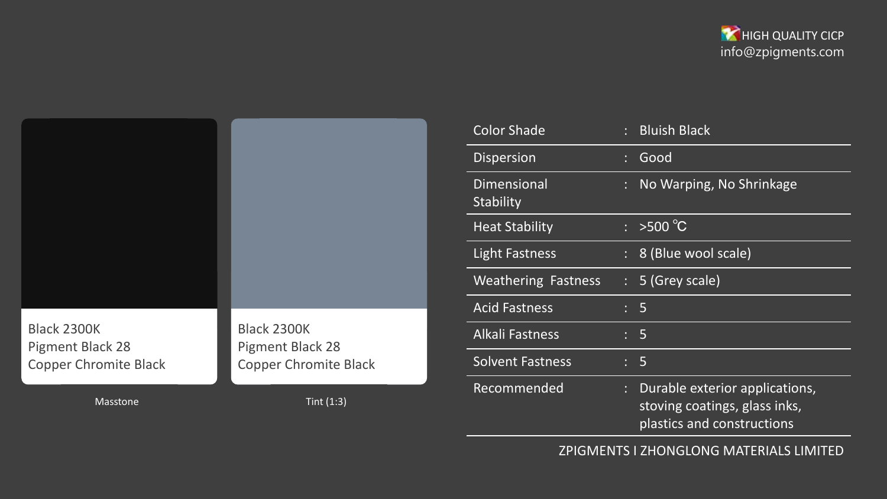HIGH QUALITY CICP
info@zpigments.com

Black 2300K
Pigment Black 28
Copper Chromite Black

Masstone

Black 2300K
Pigment Black 28
Copper Chromite Black

Tint (1:3)

| Property | | Value |
|---|---|---|
| Color Shade | : | Bluish Black |
| Dispersion | : | Good |
| Dimensional Stability | : | No Warping, No Shrinkage |
| Heat Stability | : | >500 ℃ |
| Light Fastness | : | 8 (Blue wool scale) |
| Weathering Fastness | : | 5 (Grey scale) |
| Acid Fastness | : | 5 |
| Alkali Fastness | : | 5 |
| Solvent Fastness | : | 5 |
| Recommended | : | Durable exterior applications, stoving coatings, glass inks, plastics and constructions |

ZPIGMENTS I ZHONGLONG MATERIALS LIMITED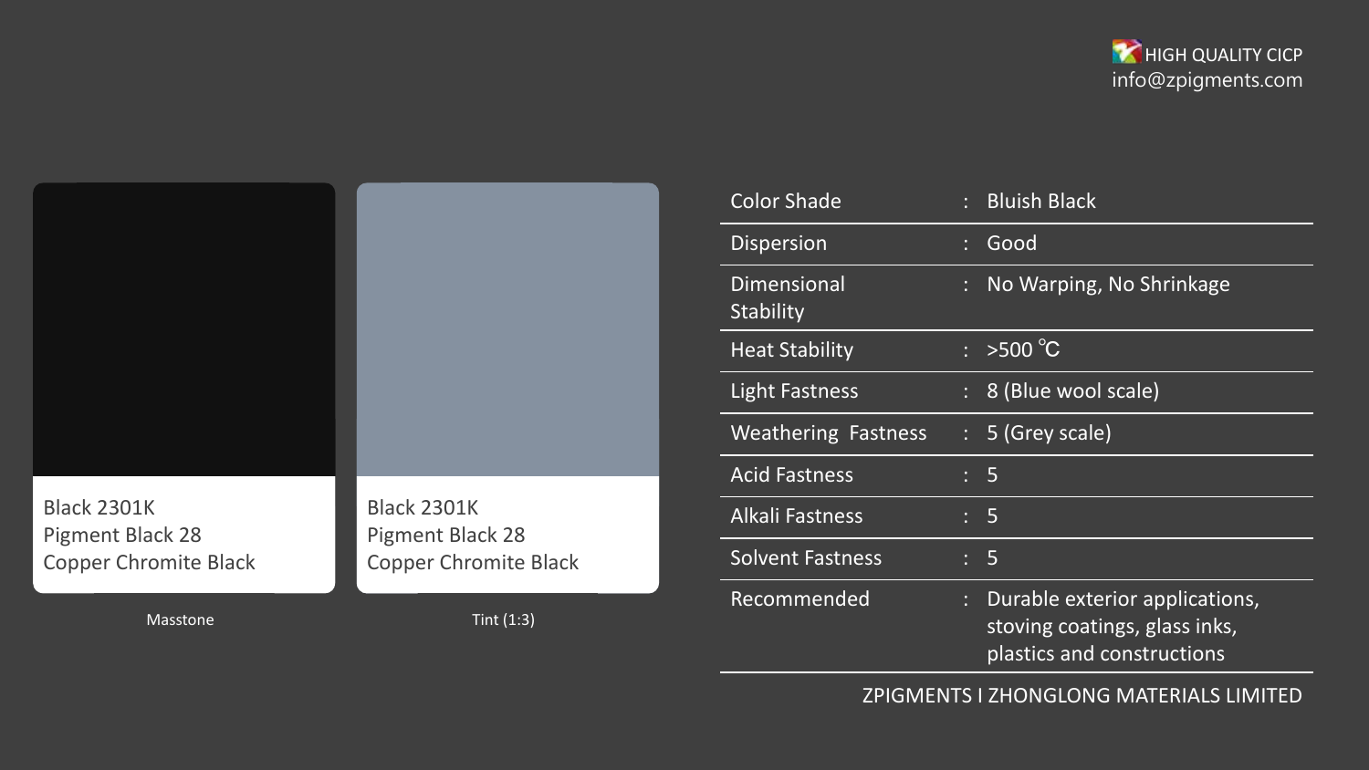HIGH QUALITY CICP
info@zpigments.com

Black 2301K
Pigment Black 28
Copper Chromite Black

Masstone

Black 2301K
Pigment Black 28
Copper Chromite Black

Tint (1:3)

| Property | | Value |
|---|---|---|
| Color Shade | : | Bluish Black |
| Dispersion | : | Good |
| Dimensional Stability | : | No Warping, No Shrinkage |
| Heat Stability | : | >500 ℃ |
| Light Fastness | : | 8 (Blue wool scale) |
| Weathering Fastness | : | 5 (Grey scale) |
| Acid Fastness | : | 5 |
| Alkali Fastness | : | 5 |
| Solvent Fastness | : | 5 |
| Recommended | : | Durable exterior applications, stoving coatings, glass inks, plastics and constructions |

ZPIGMENTS I ZHONGLONG MATERIALS LIMITED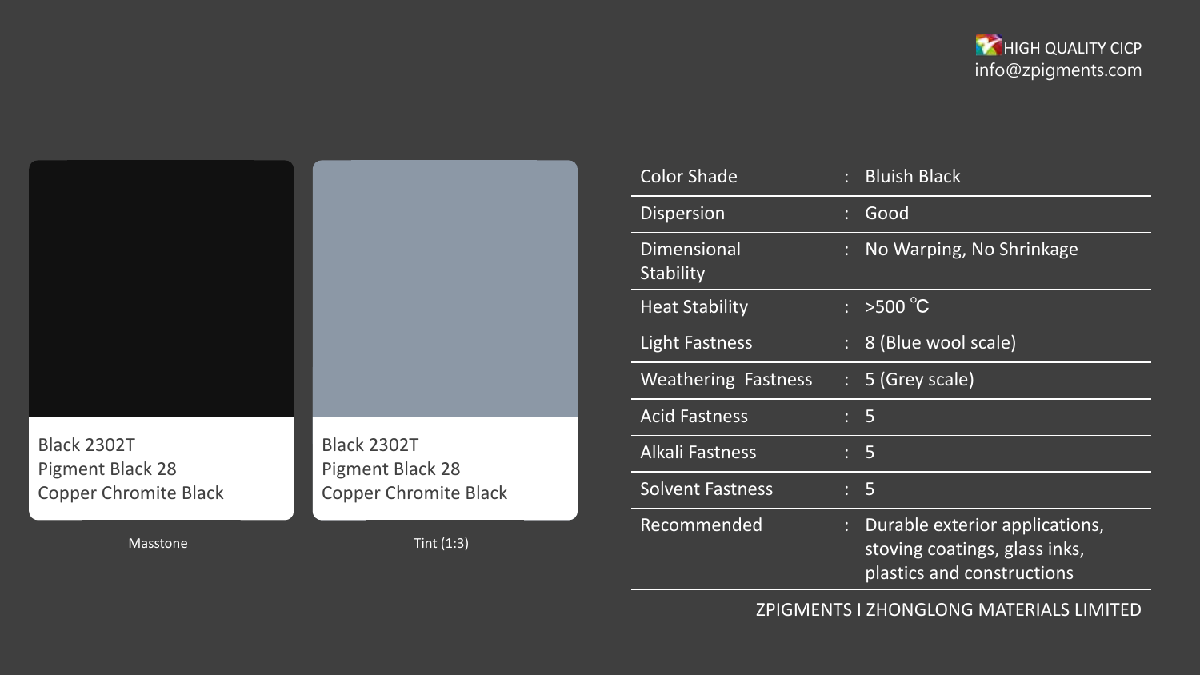HIGH QUALITY CICP
info@zpigments.com

Black 2302T
Pigment Black 28
Copper Chromite Black

Masstone

Black 2302T
Pigment Black 28
Copper Chromite Black

Tint (1:3)

| Property | | Value |
|---|---|---|
| Color Shade | : | Bluish Black |
| Dispersion | : | Good |
| Dimensional Stability | : | No Warping, No Shrinkage |
| Heat Stability | : | >500 ℃ |
| Light Fastness | : | 8 (Blue wool scale) |
| Weathering Fastness | : | 5 (Grey scale) |
| Acid Fastness | : | 5 |
| Alkali Fastness | : | 5 |
| Solvent Fastness | : | 5 |
| Recommended | : | Durable exterior applications, stoving coatings, glass inks, plastics and constructions |

ZPIGMENTS I ZHONGLONG MATERIALS LIMITED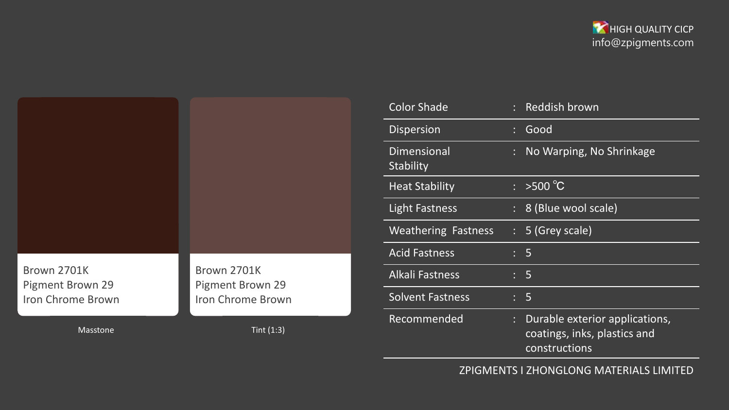HIGH QUALITY CICP
info@zpigments.com

Brown 2701K
Pigment Brown 29
Iron Chrome Brown

Masstone

Brown 2701K
Pigment Brown 29
Iron Chrome Brown

Tint (1:3)

| Property | | Value |
|---|---|---|
| Color Shade | : | Reddish brown |
| Dispersion | : | Good |
| Dimensional Stability | : | No Warping, No Shrinkage |
| Heat Stability | : | >500 ℃ |
| Light Fastness | : | 8 (Blue wool scale) |
| Weathering Fastness | : | 5 (Grey scale) |
| Acid Fastness | : | 5 |
| Alkali Fastness | : | 5 |
| Solvent Fastness | : | 5 |
| Recommended | : | Durable exterior applications, coatings, inks, plastics and constructions |

ZPIGMENTS I ZHONGLONG MATERIALS LIMITED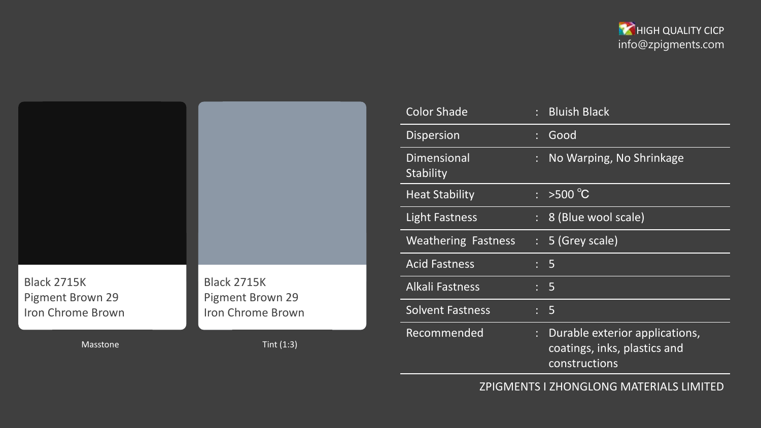HIGH QUALITY CICP
info@zpigments.com

Black 2715K
Pigment Brown 29
Iron Chrome Brown

Masstone

Black 2715K
Pigment Brown 29
Iron Chrome Brown

Tint (1:3)

| Property | | Value |
|---|---|---|
| Color Shade | : | Bluish Black |
| Dispersion | : | Good |
| Dimensional Stability | : | No Warping, No Shrinkage |
| Heat Stability | : | >500 ℃ |
| Light Fastness | : | 8 (Blue wool scale) |
| Weathering Fastness | : | 5 (Grey scale) |
| Acid Fastness | : | 5 |
| Alkali Fastness | : | 5 |
| Solvent Fastness | : | 5 |
| Recommended | : | Durable exterior applications, coatings, inks, plastics and constructions |

ZPIGMENTS I ZHONGLONG MATERIALS LIMITED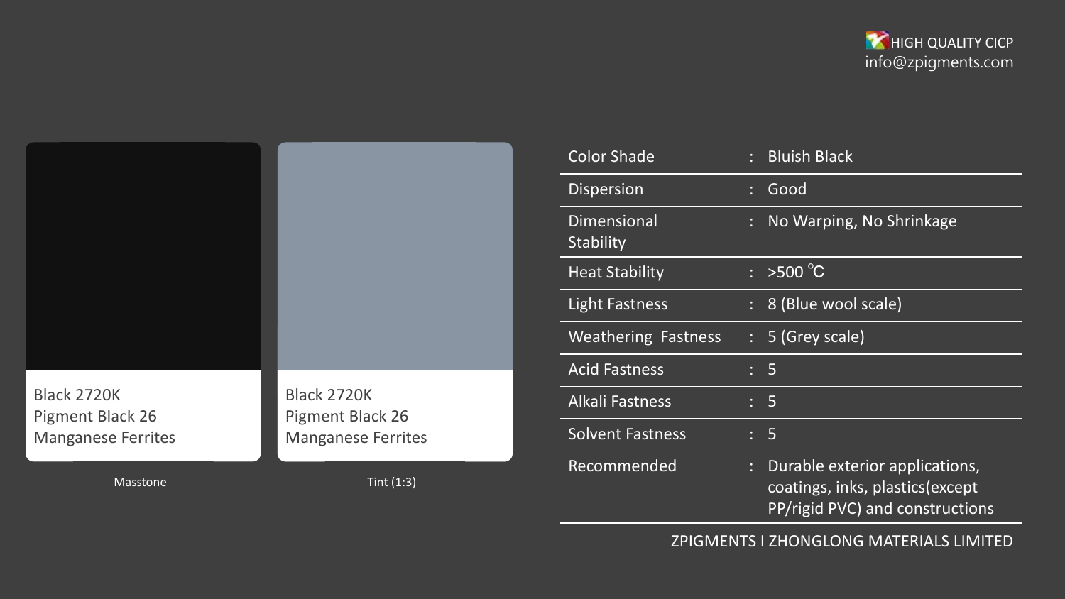HIGH QUALITY CICP
info@zpigments.com

Black 2720K
Pigment Black 26
Manganese Ferrites

Masstone

Black 2720K
Pigment Black 26
Manganese Ferrites

Tint (1:3)

| Property | | Value |
|---|---|---|
| Color Shade | : | Bluish Black |
| Dispersion | : | Good |
| Dimensional Stability | : | No Warping, No Shrinkage |
| Heat Stability | : | >500 ℃ |
| Light Fastness | : | 8 (Blue wool scale) |
| Weathering Fastness | : | 5 (Grey scale) |
| Acid Fastness | : | 5 |
| Alkali Fastness | : | 5 |
| Solvent Fastness | : | 5 |
| Recommended | : | Durable exterior applications, coatings, inks, plastics(except PP/rigid PVC) and constructions |

ZPIGMENTS I ZHONGLONG MATERIALS LIMITED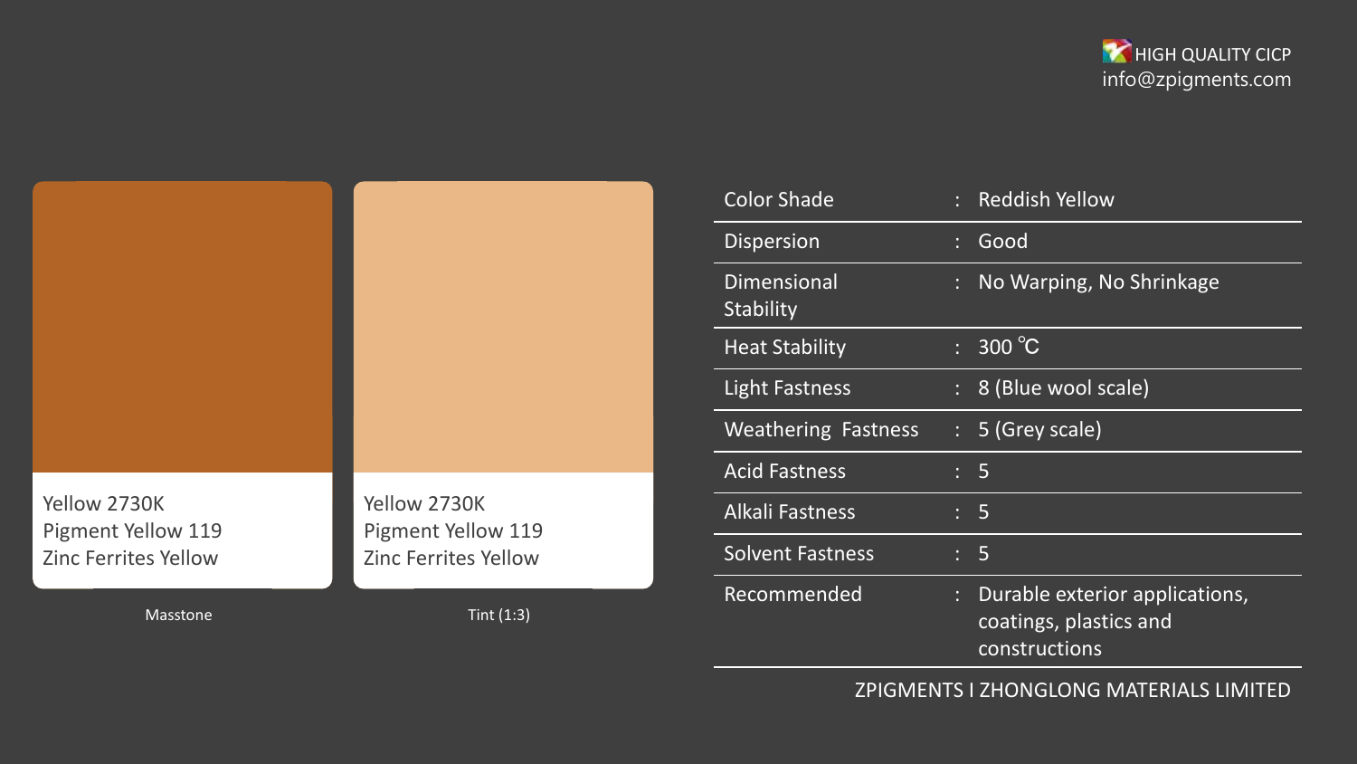HIGH QUALITY CICP
info@zpigments.com

Yellow 2730K
Pigment Yellow 119
Zinc Ferrites Yellow

Masstone

Yellow 2730K
Pigment Yellow 119
Zinc Ferrites Yellow

Tint (1:3)

| | | |
|---|---|---|
| Color Shade | : | Reddish Yellow |
| Dispersion | : | Good |
| Dimensional Stability | : | No Warping, No Shrinkage |
| Heat Stability | : | 300 ℃ |
| Light Fastness | : | 8 (Blue wool scale) |
| Weathering Fastness | : | 5 (Grey scale) |
| Acid Fastness | : | 5 |
| Alkali Fastness | : | 5 |
| Solvent Fastness | : | 5 |
| Recommended | : | Durable exterior applications, coatings, plastics and constructions |

ZPIGMENTS I ZHONGLONG MATERIALS LIMITED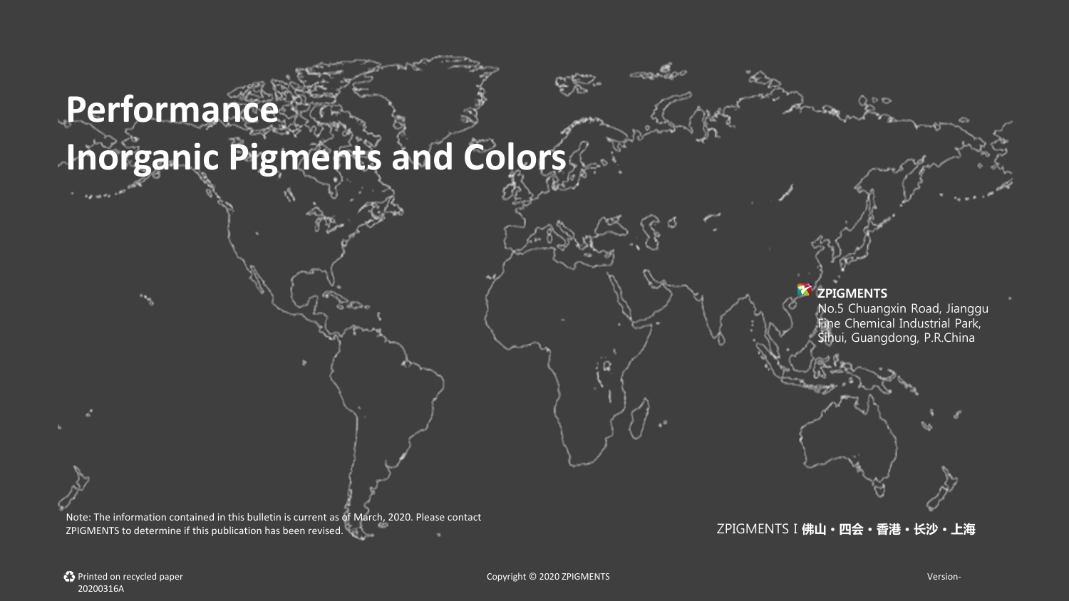# Performance
# Inorganic Pigments and Colors

**ZPIGMENTS**
No.5 Chuangxin Road, Jianggu Fine Chemical Industrial Park, Sihui, Guangdong, P.R.China

Note: The information contained in this bulletin is current as of March, 2020. Please contact ZPIGMENTS to determine if this publication has been revised.

ZPIGMENTS I **佛山・四会・香港・长沙・上海**

Printed on recycled paper
20200316A

Copyright © 2020 ZPIGMENTS

Version-